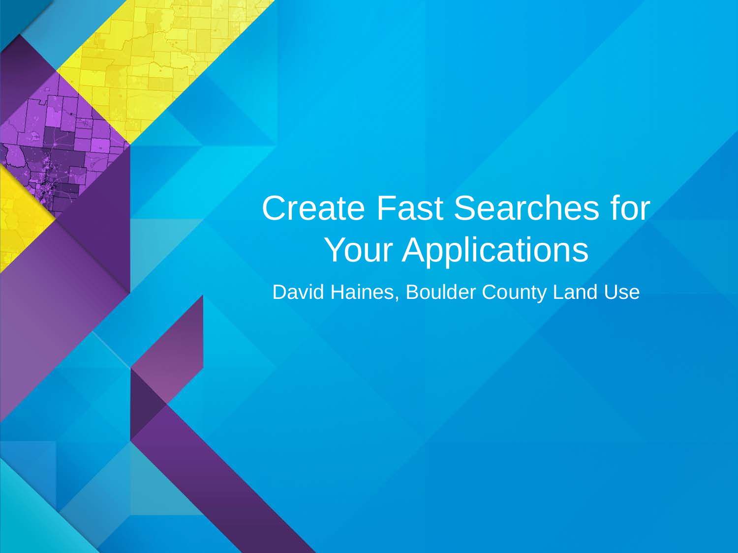# Create Fast Searches for Your Applications

David Haines, Boulder County Land Use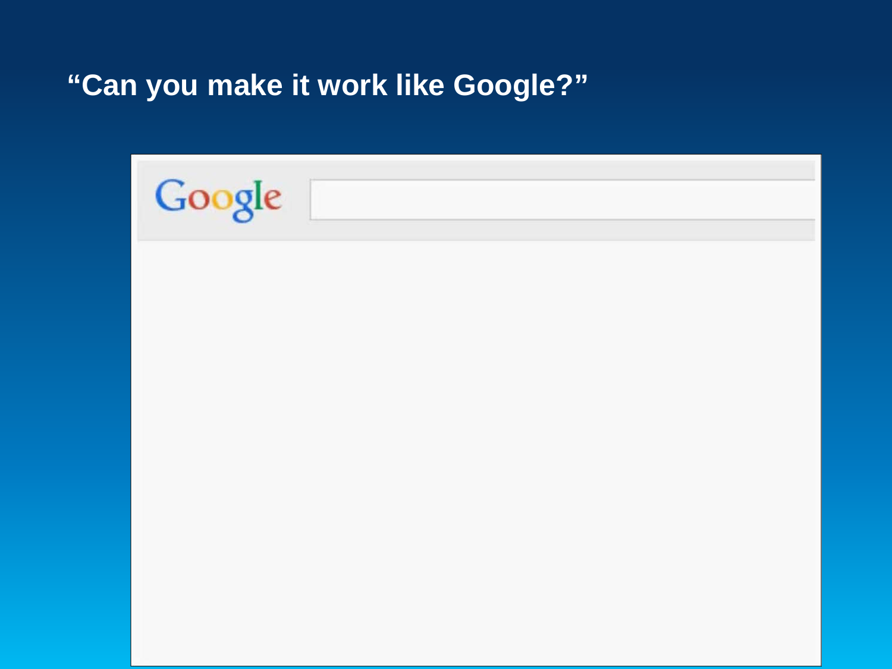# "Can you make it work like Google?"

Google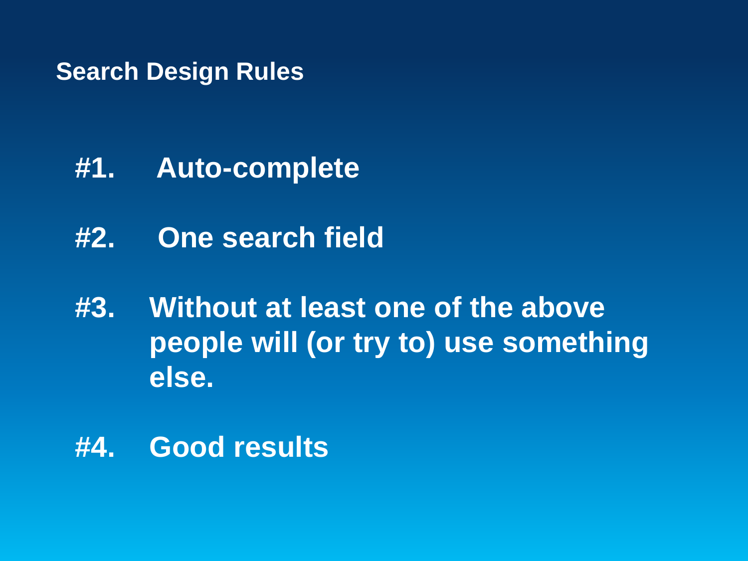# Search Design Rules

**#1. Auto-complete**

**#2. One search field**

**#3. Without at least one of the above people will (or try to) use something else.**

**#4. Good results**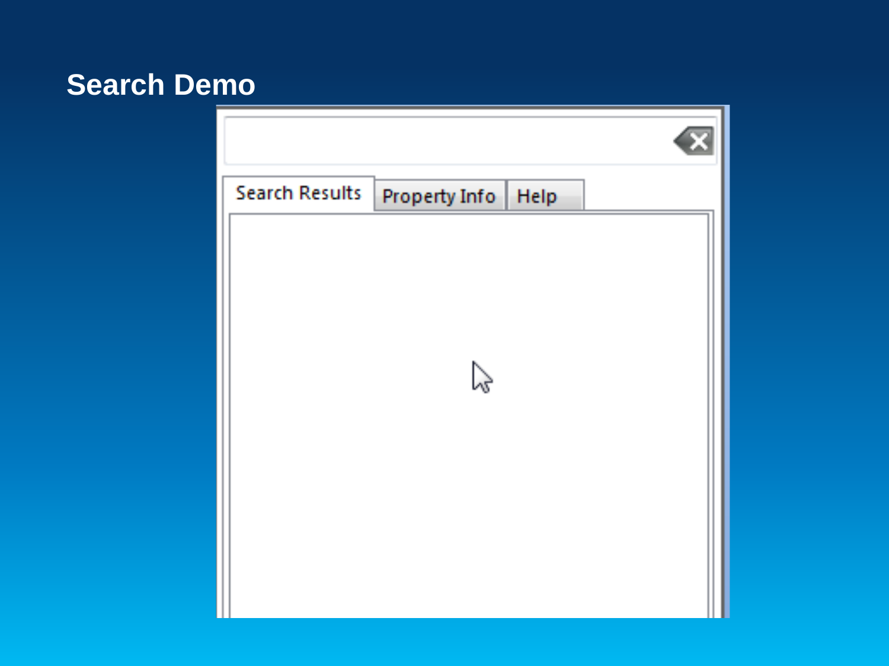# Search Demo

Search Results | Property Info | Help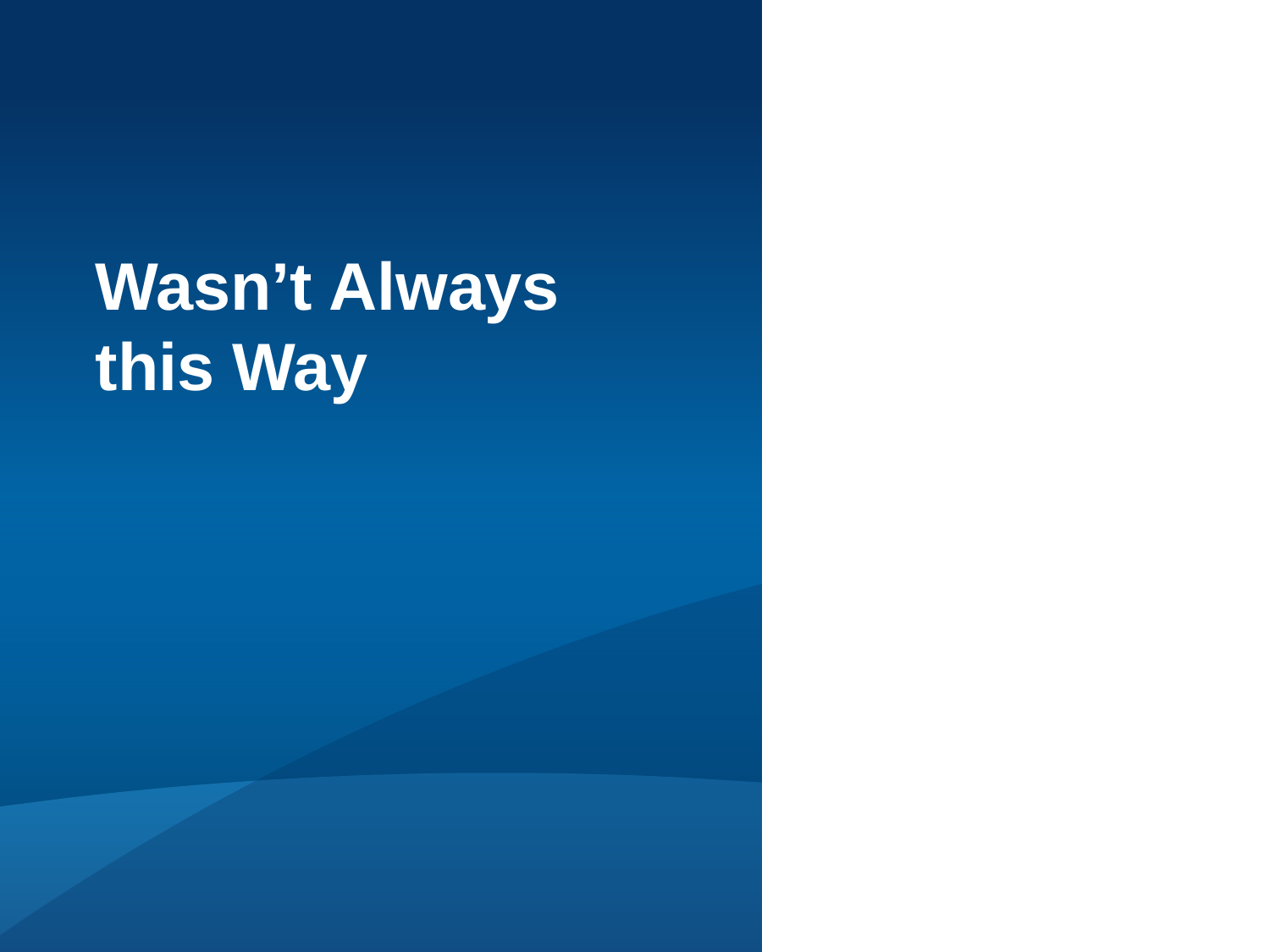# Wasn’t Always this Way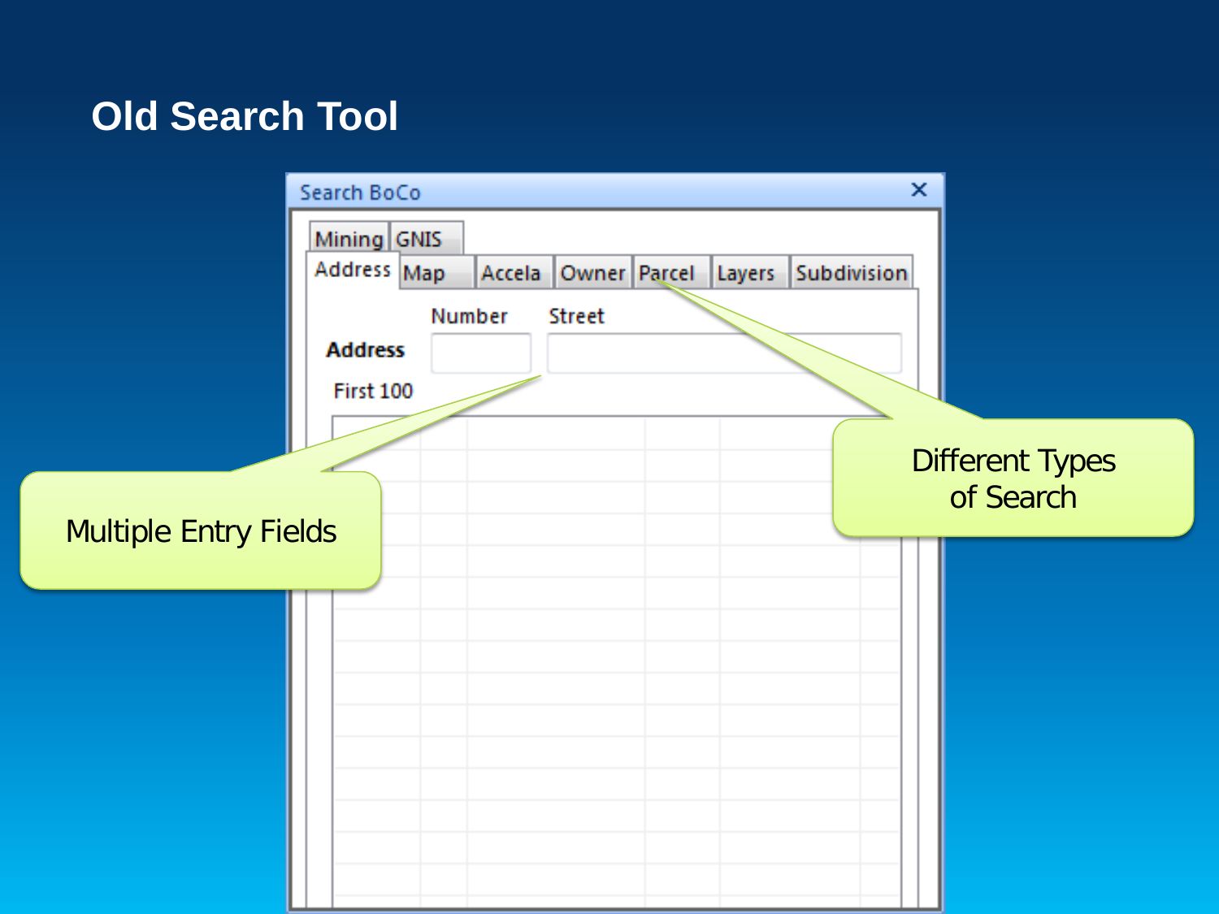# Old Search Tool

Search BoCo

Mining | GNIS

Address | Map | Accela | Owner | Parcel | Layers | Subdivision

Number Street

**Address**

First 100

Multiple Entry Fields

Different Types of Search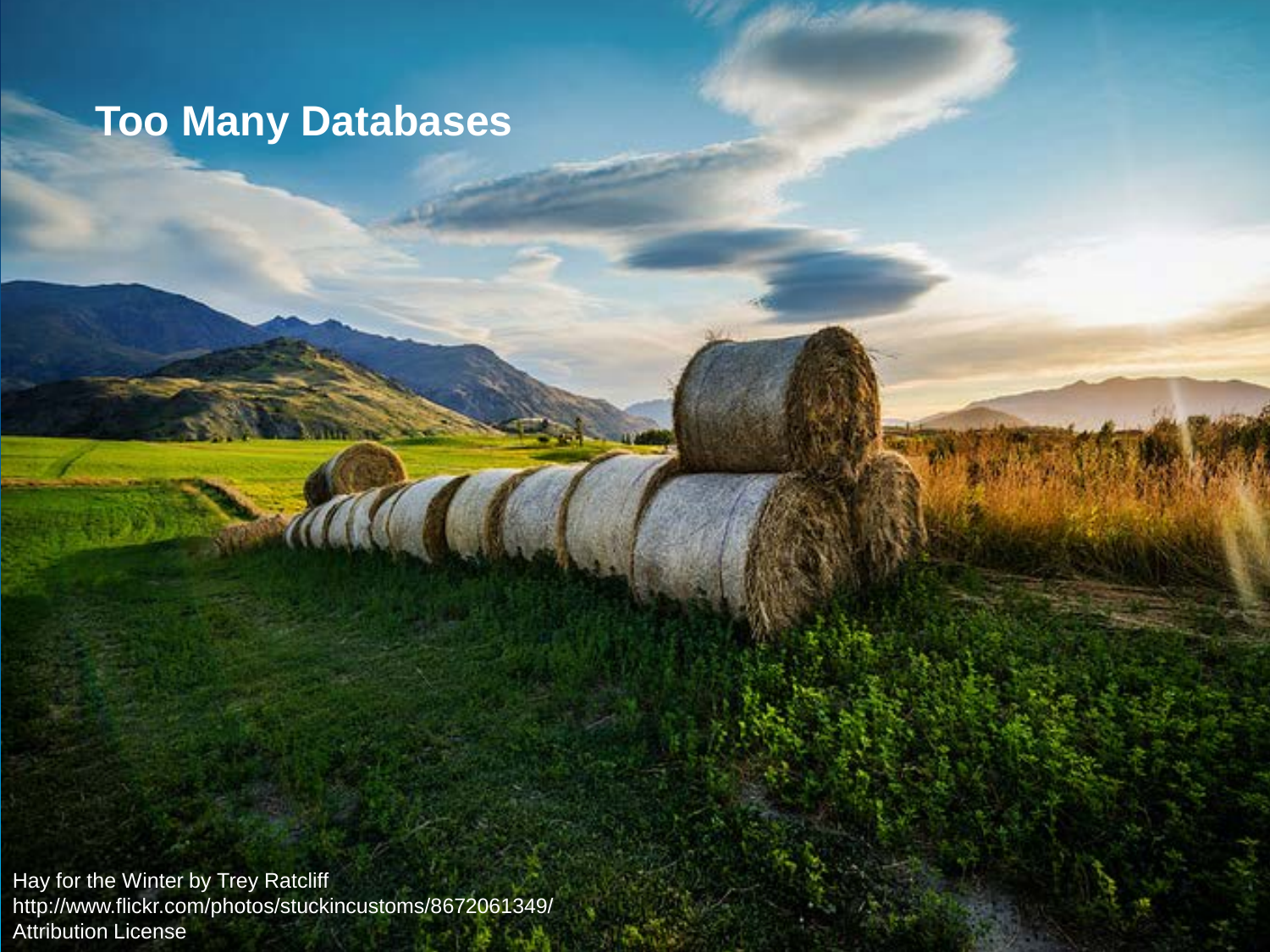# Too Many Databases

Hay for the Winter by Trey Ratcliff
http://www.flickr.com/photos/stuckincustoms/8672061349/
Attribution License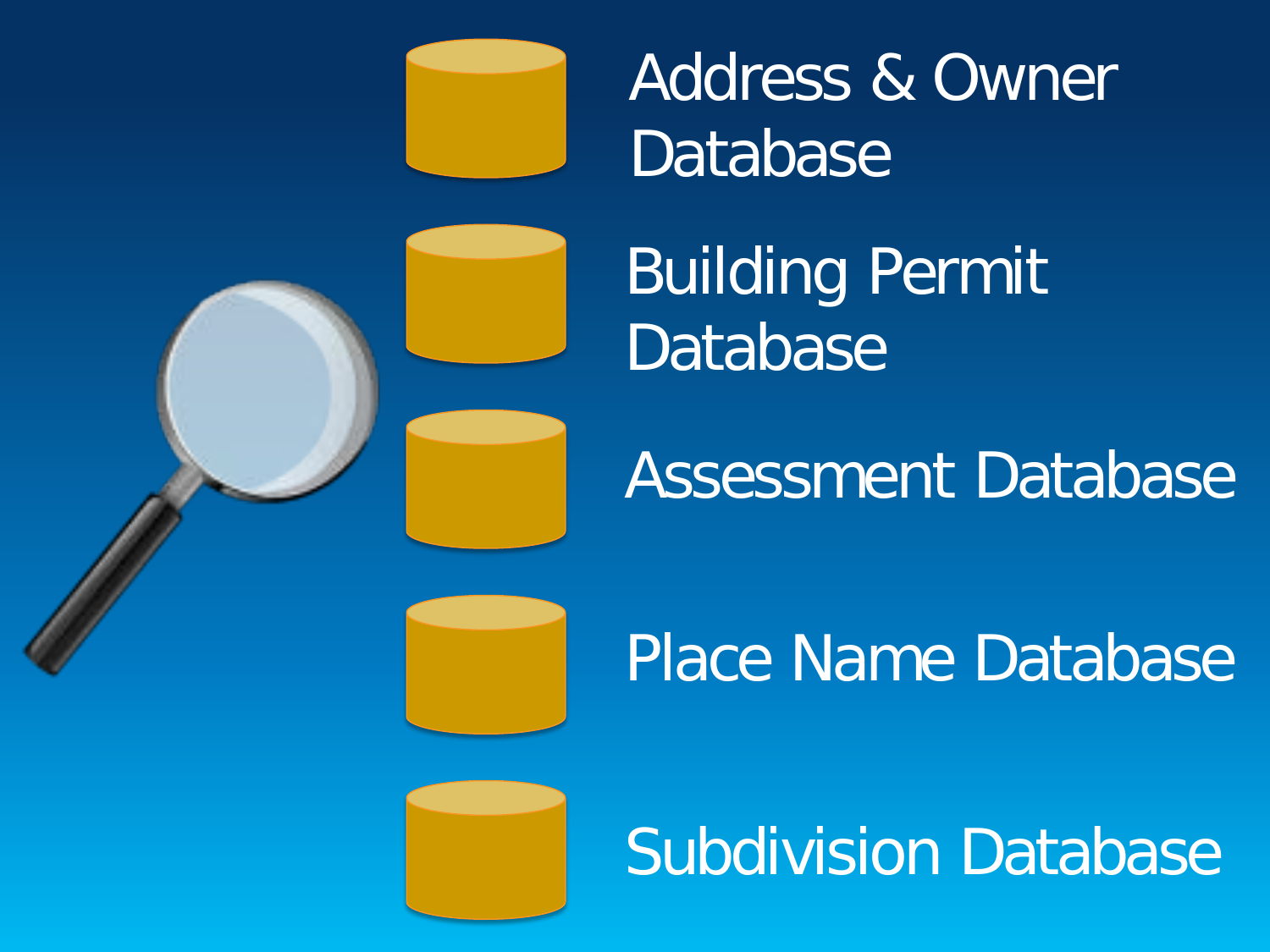- Address & Owner Database
- Building Permit Database
- Assessment Database
- Place Name Database
- Subdivision Database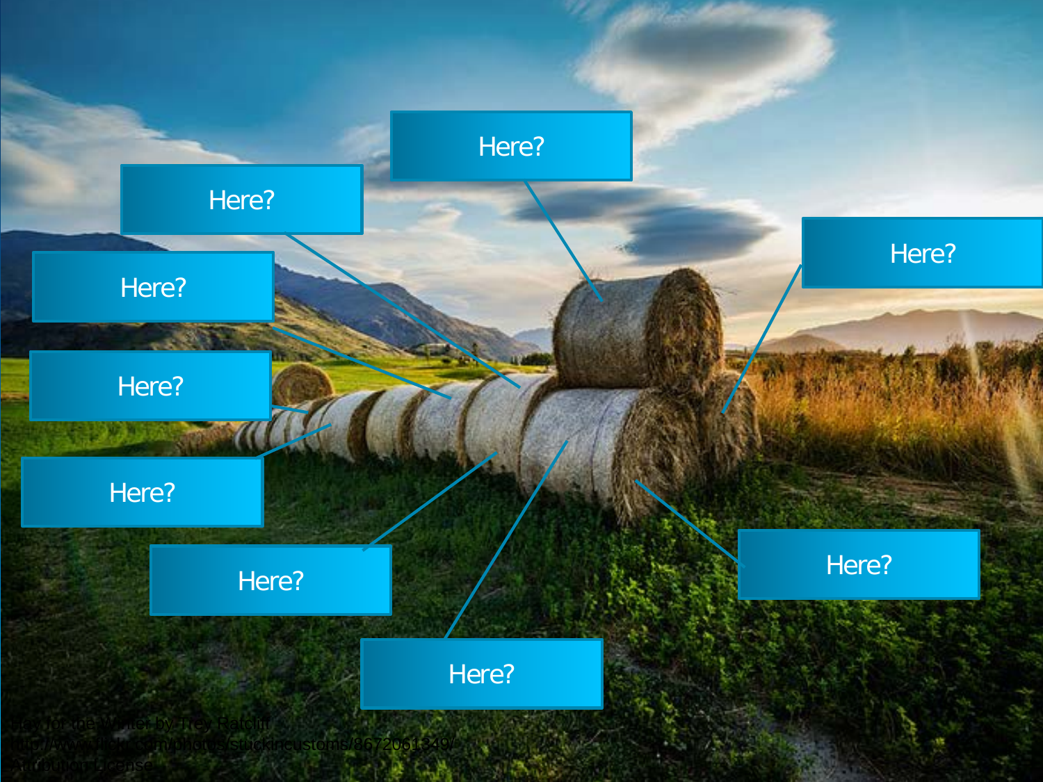Here?

Here?

Here?

Here?

Here?

Here?

Here?

Here?

Here?

Hay for the Winter by Trey Ratcliff
http://www.flickr.com/photos/stuckincustoms/8672061349/
Attribution License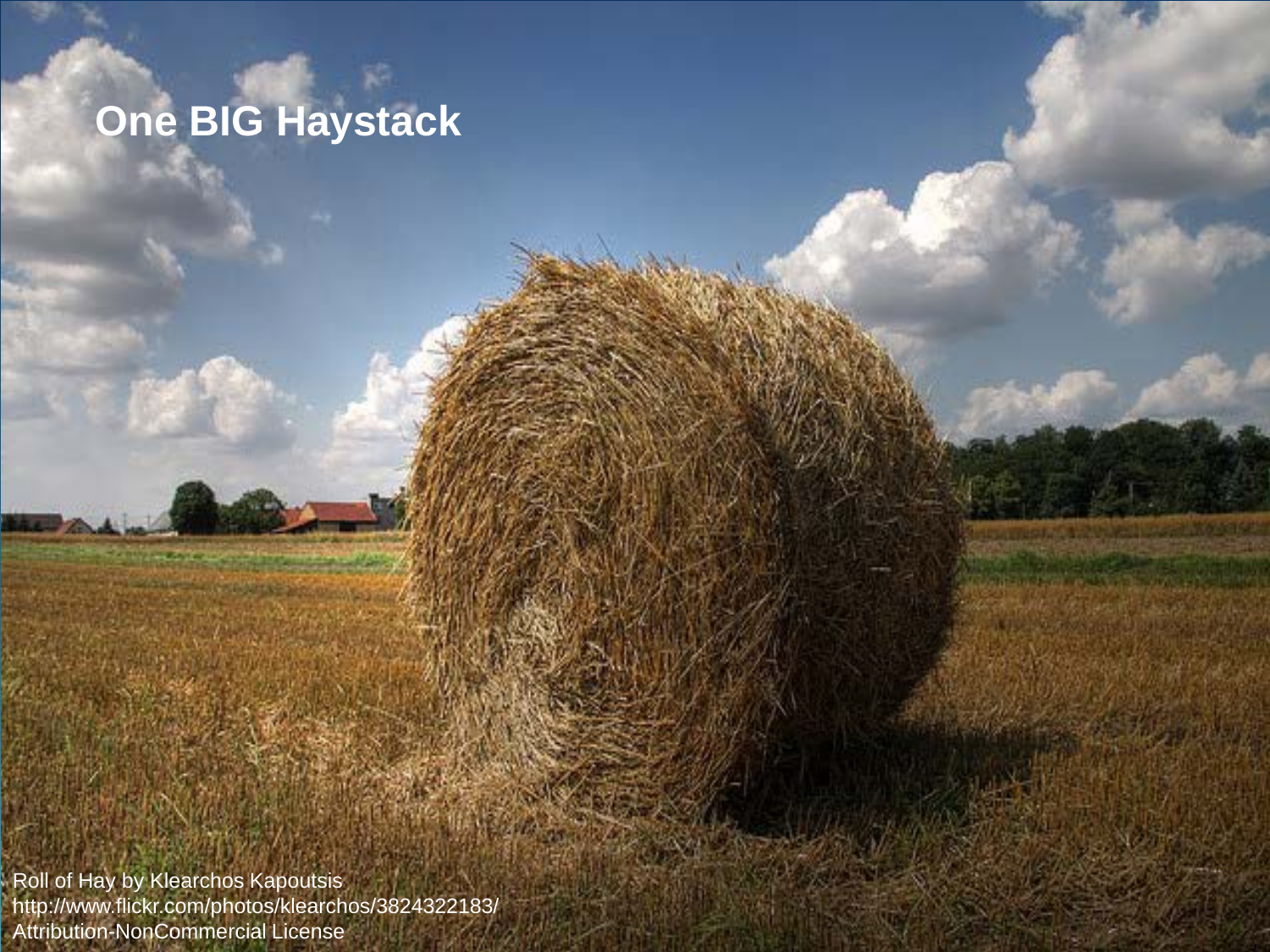# One BIG Haystack

Roll of Hay by Klearchos Kapoutsis
http://www.flickr.com/photos/klearchos/3824322183/
Attribution-NonCommercial License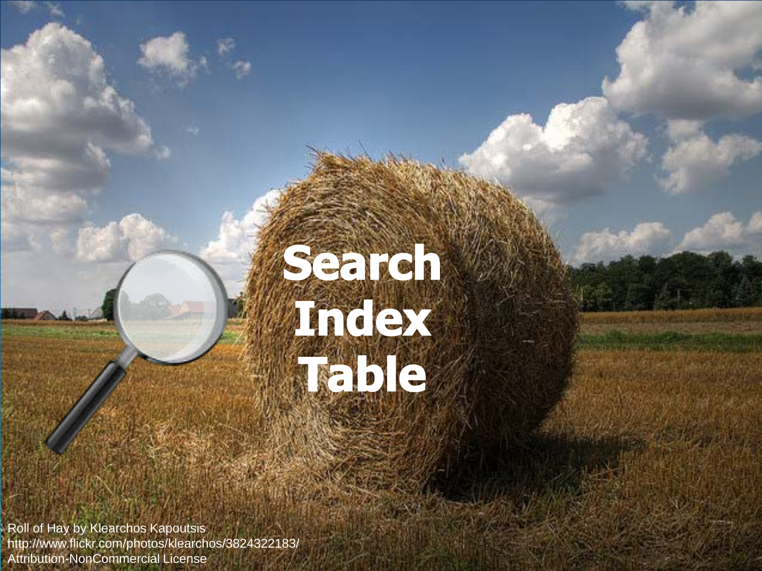# Search Index Table

Roll of Hay by Klearchos Kapoutsis
http://www.flickr.com/photos/klearchos/3824322183/
Attribution-NonCommercial License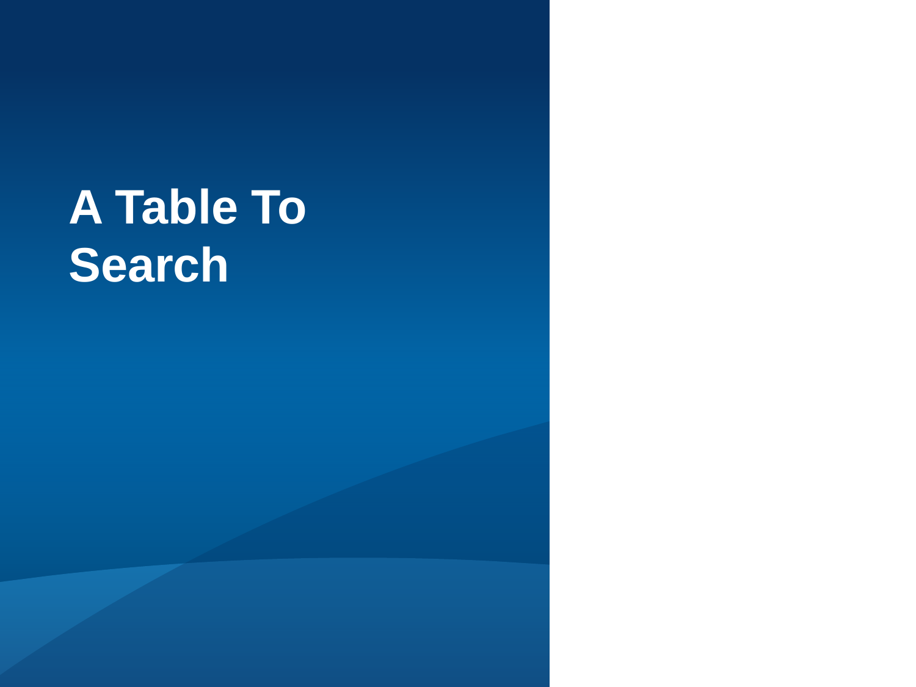# A Table To Search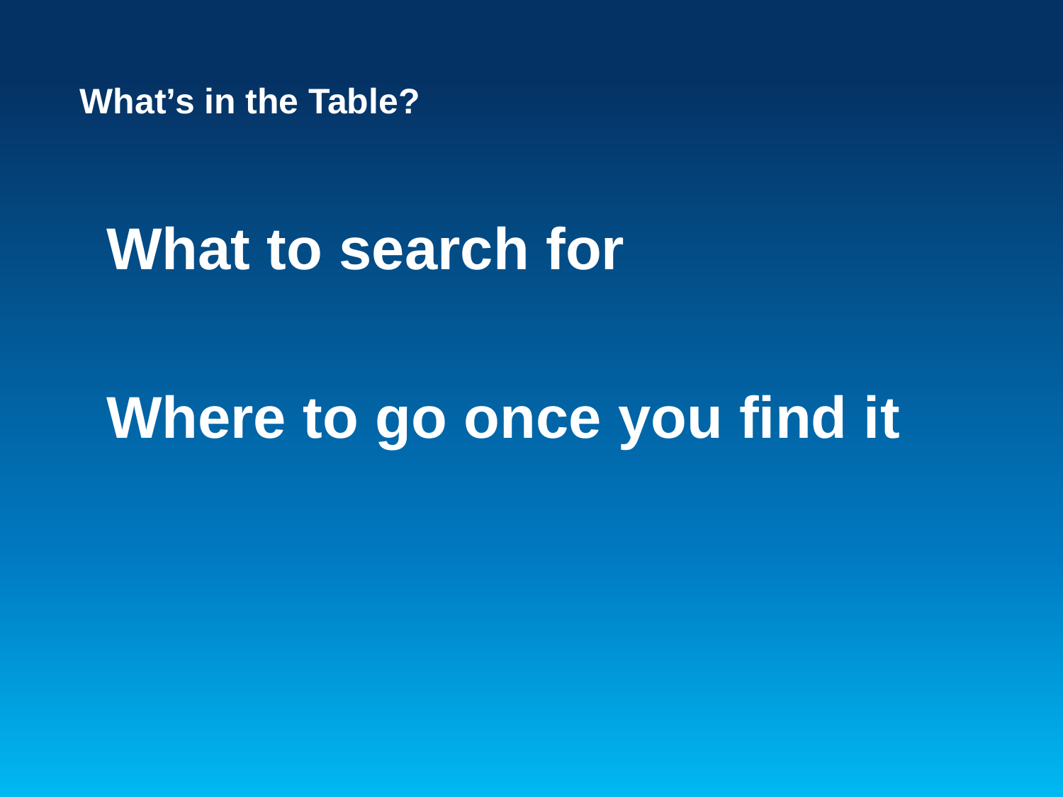## What’s in the Table?

# What to search for

# Where to go once you find it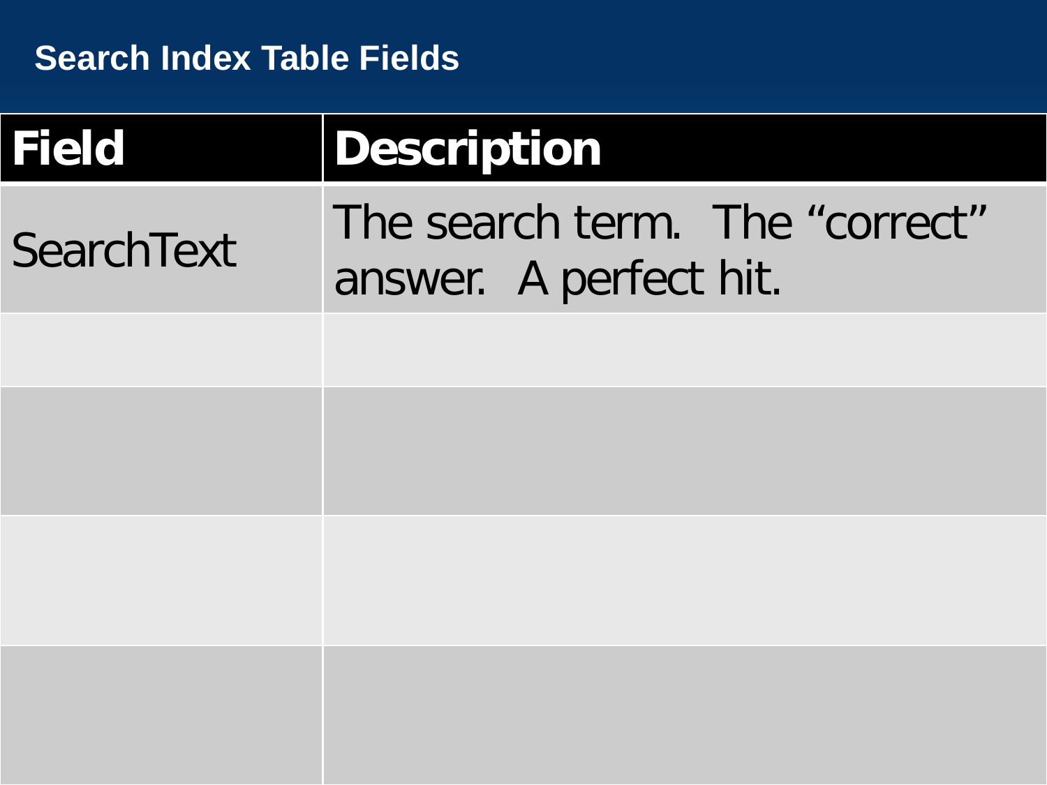# Search Index Table Fields

| Field | Description |
| --- | --- |
| SearchText | The search term. The “correct” answer. A perfect hit. |
| | |
| | |
| | |
| | |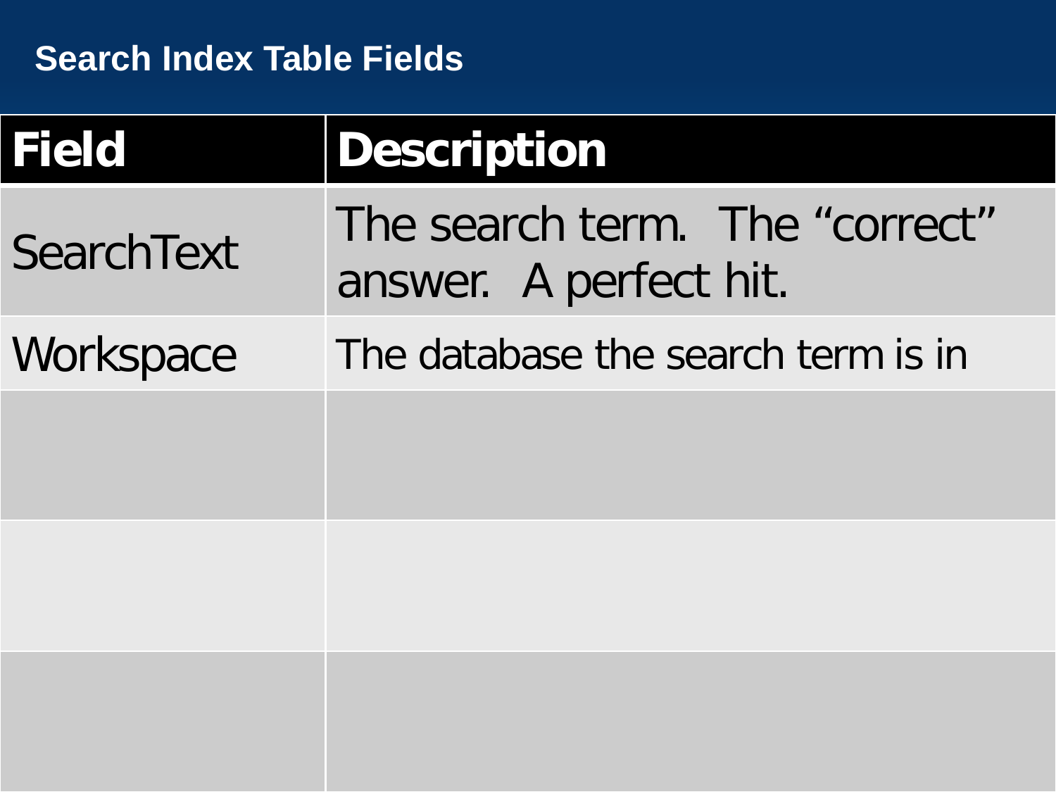## Search Index Table Fields

| Field | Description |
|---|---|
| SearchText | The search term. The “correct” answer. A perfect hit. |
| Workspace | The database the search term is in |
| | |
| | |
| | |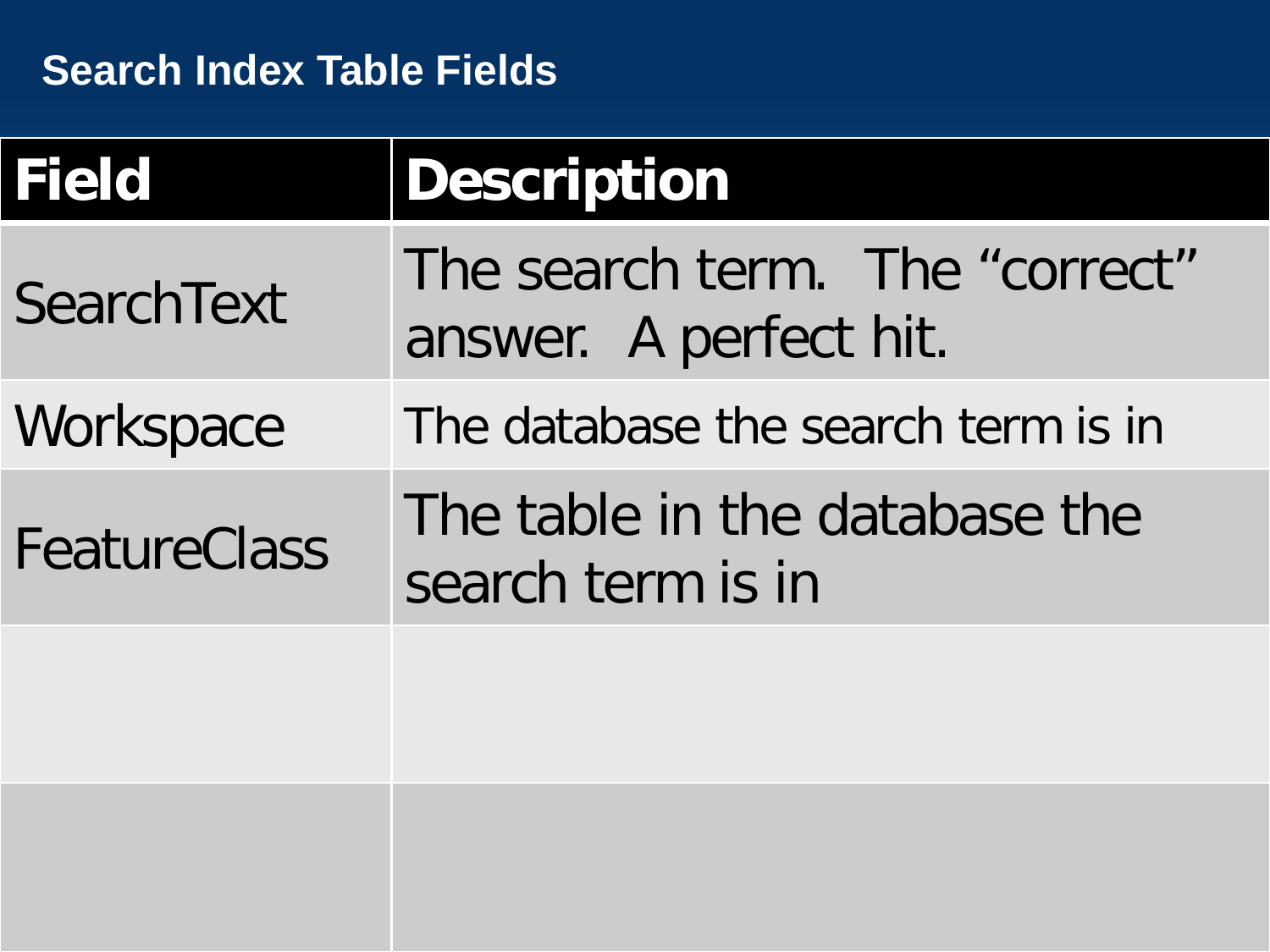## Search Index Table Fields

| Field | Description |
| --- | --- |
| SearchText | The search term. The “correct” answer. A perfect hit. |
| Workspace | The database the search term is in |
| FeatureClass | The table in the database the search term is in |
| | |
| | |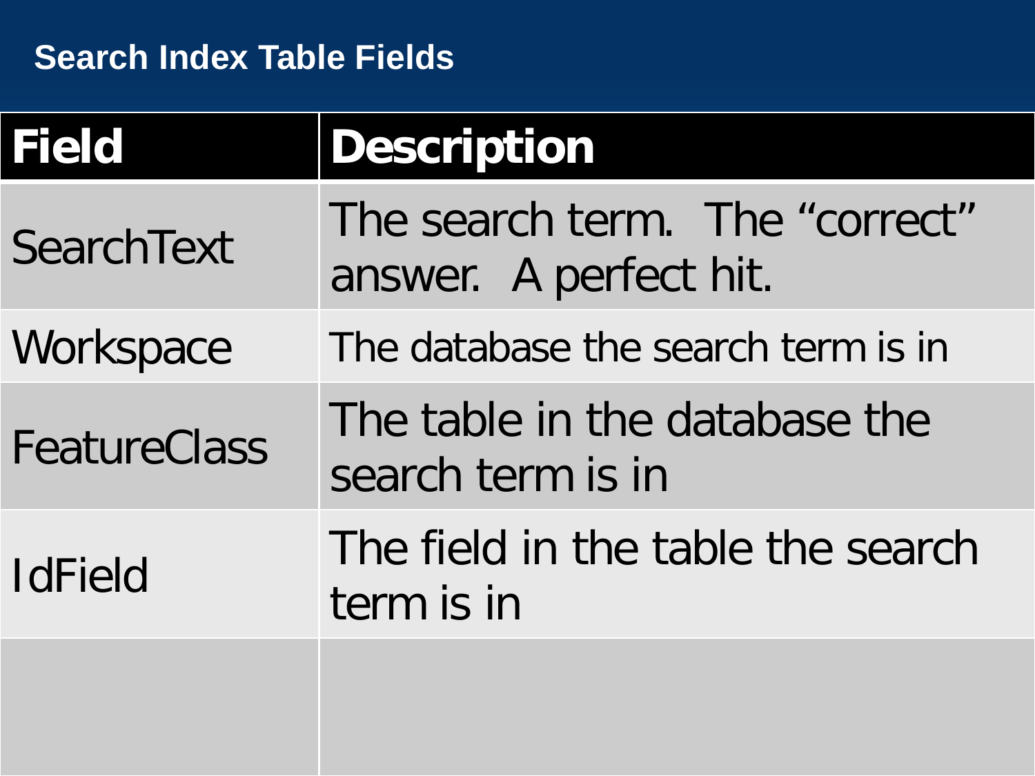# Search Index Table Fields

| Field | Description |
|---|---|
| SearchText | The search term. The “correct” answer. A perfect hit. |
| Workspace | The database the search term is in |
| FeatureClass | The table in the database the search term is in |
| IdField | The field in the table the search term is in |
| | |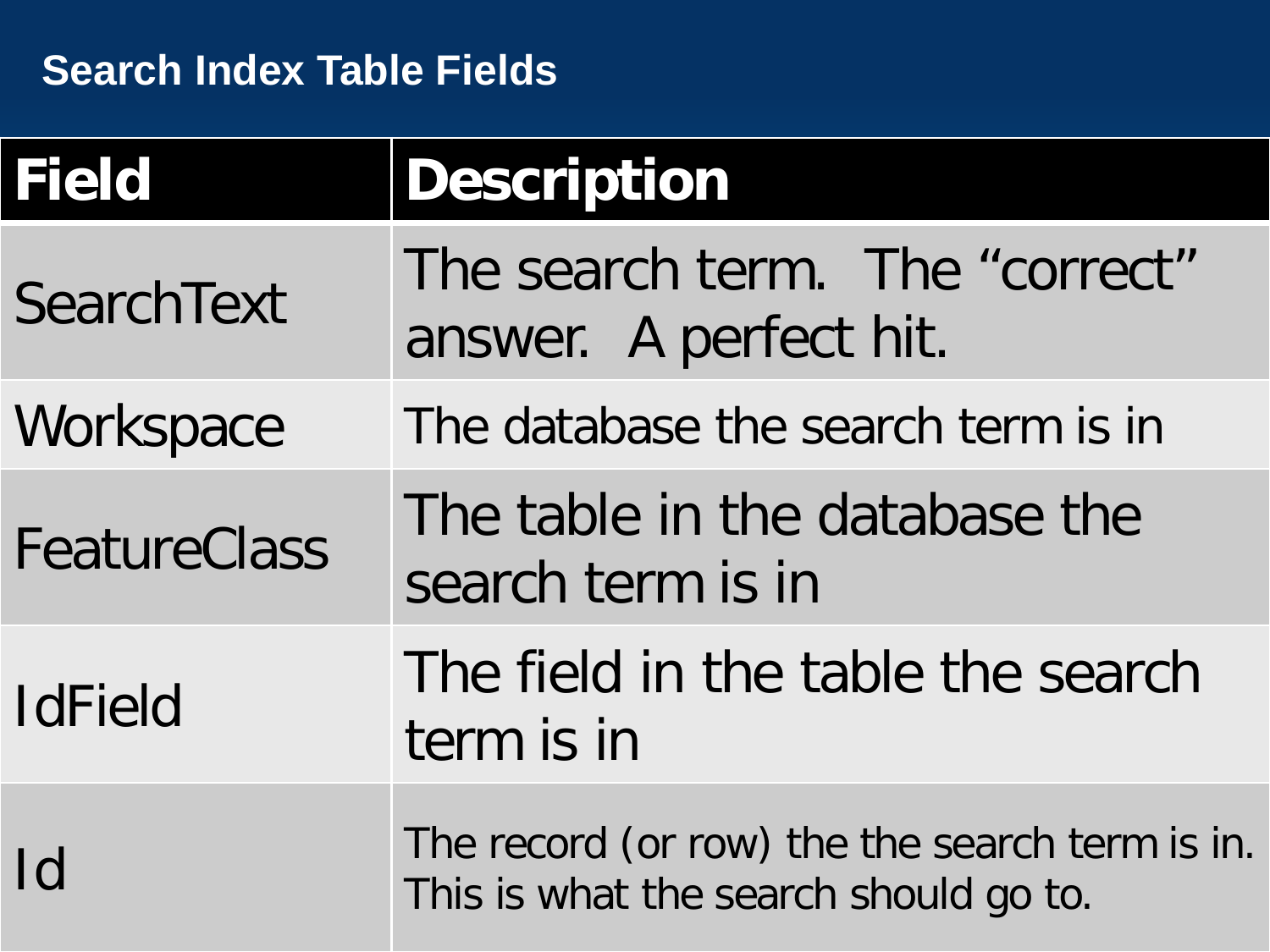# Search Index Table Fields

| Field | Description |
| --- | --- |
| SearchText | The search term. The “correct” answer. A perfect hit. |
| Workspace | The database the search term is in |
| FeatureClass | The table in the database the search term is in |
| IdField | The field in the table the search term is in |
| Id | The record (or row) the the search term is in. This is what the search should go to. |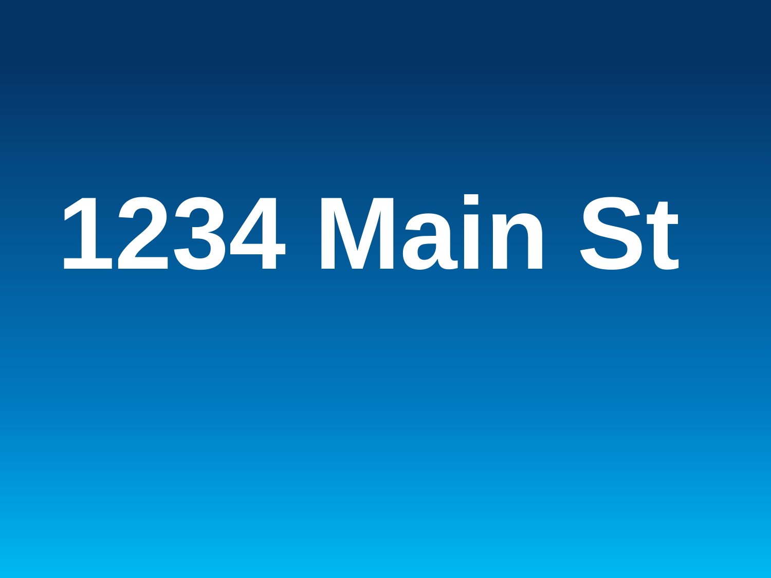# 1234 Main St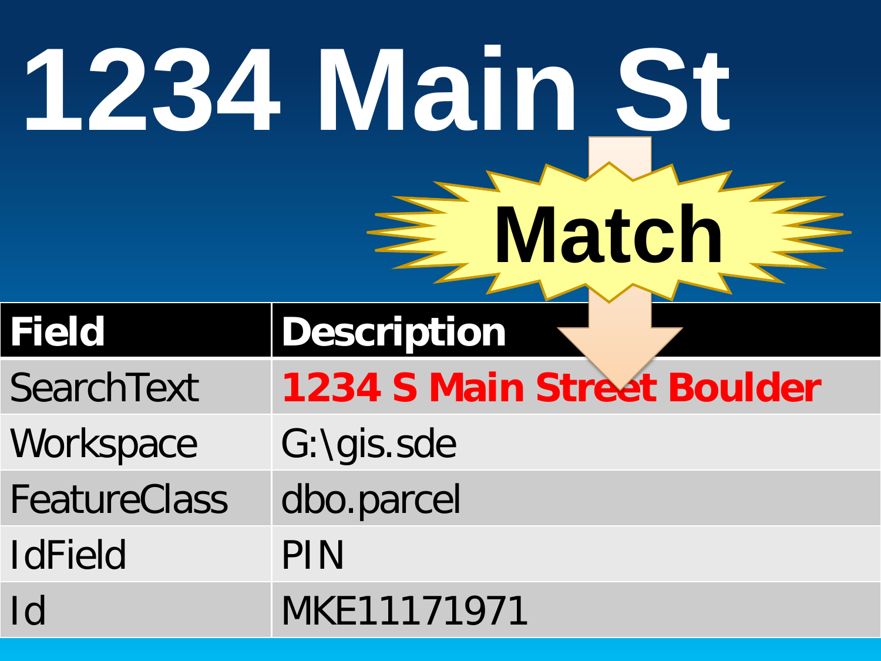# 1234 Main St

**Match**

| Field | Description |
|---|---|
| SearchText | **1234 S Main Street Boulder** |
| Workspace | G:\gis.sde |
| FeatureClass | dbo.parcel |
| IdField | PIN |
| Id | MKE11171971 |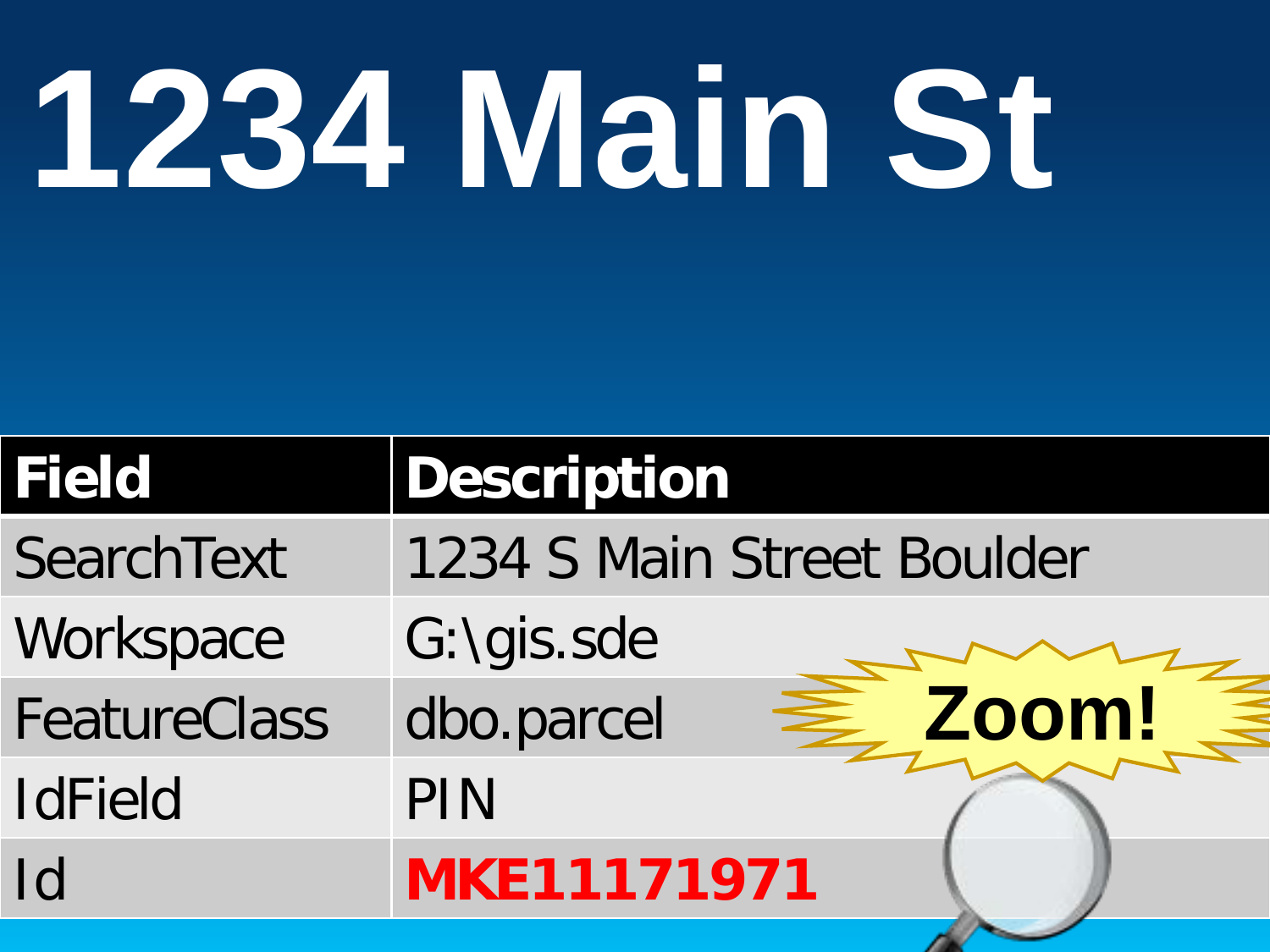# 1234 Main St

| Field | Description |
| --- | --- |
| SearchText | 1234 S Main Street Boulder |
| Workspace | G:\gis.sde |
| FeatureClass | dbo.parcel |
| IdField | PIN |
| Id | **MKE11171971** |

Zoom!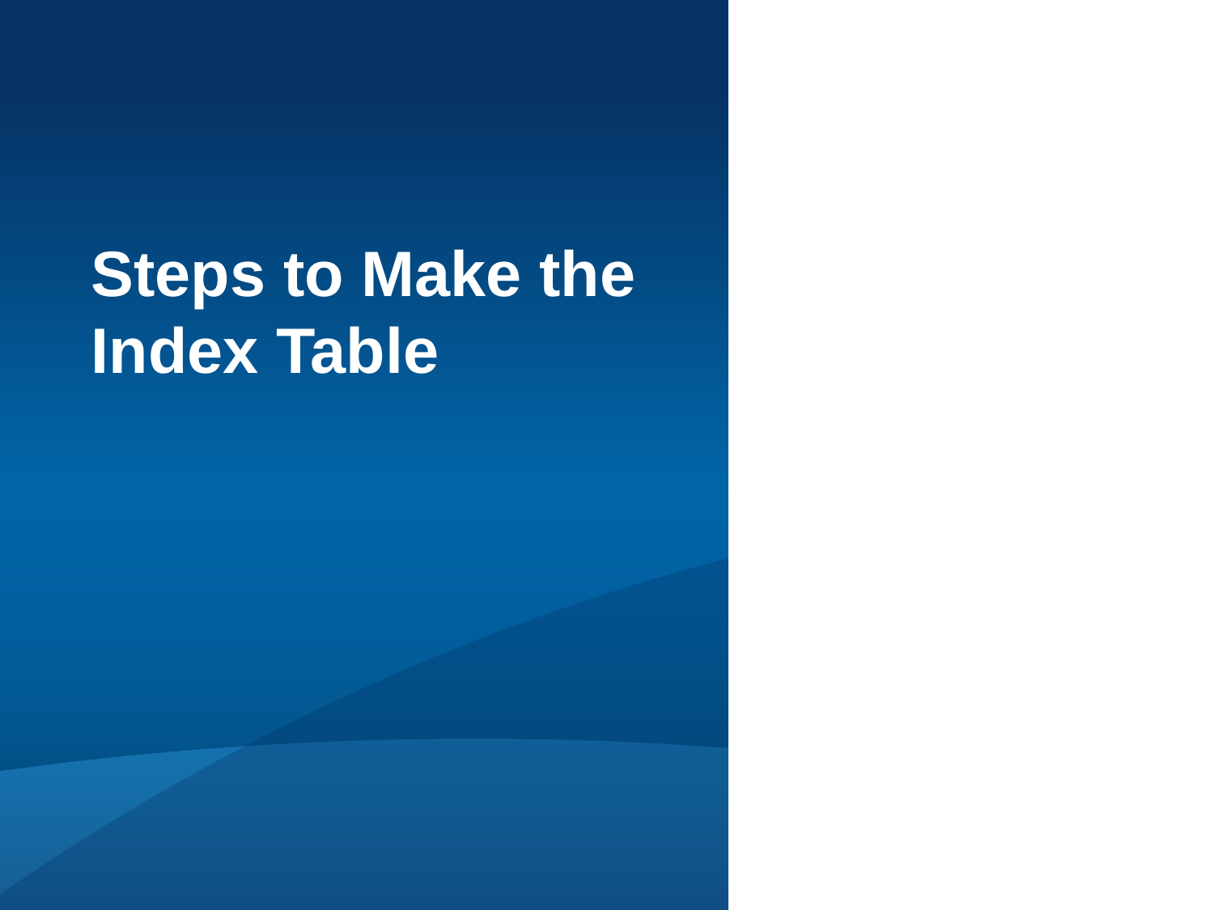# Steps to Make the Index Table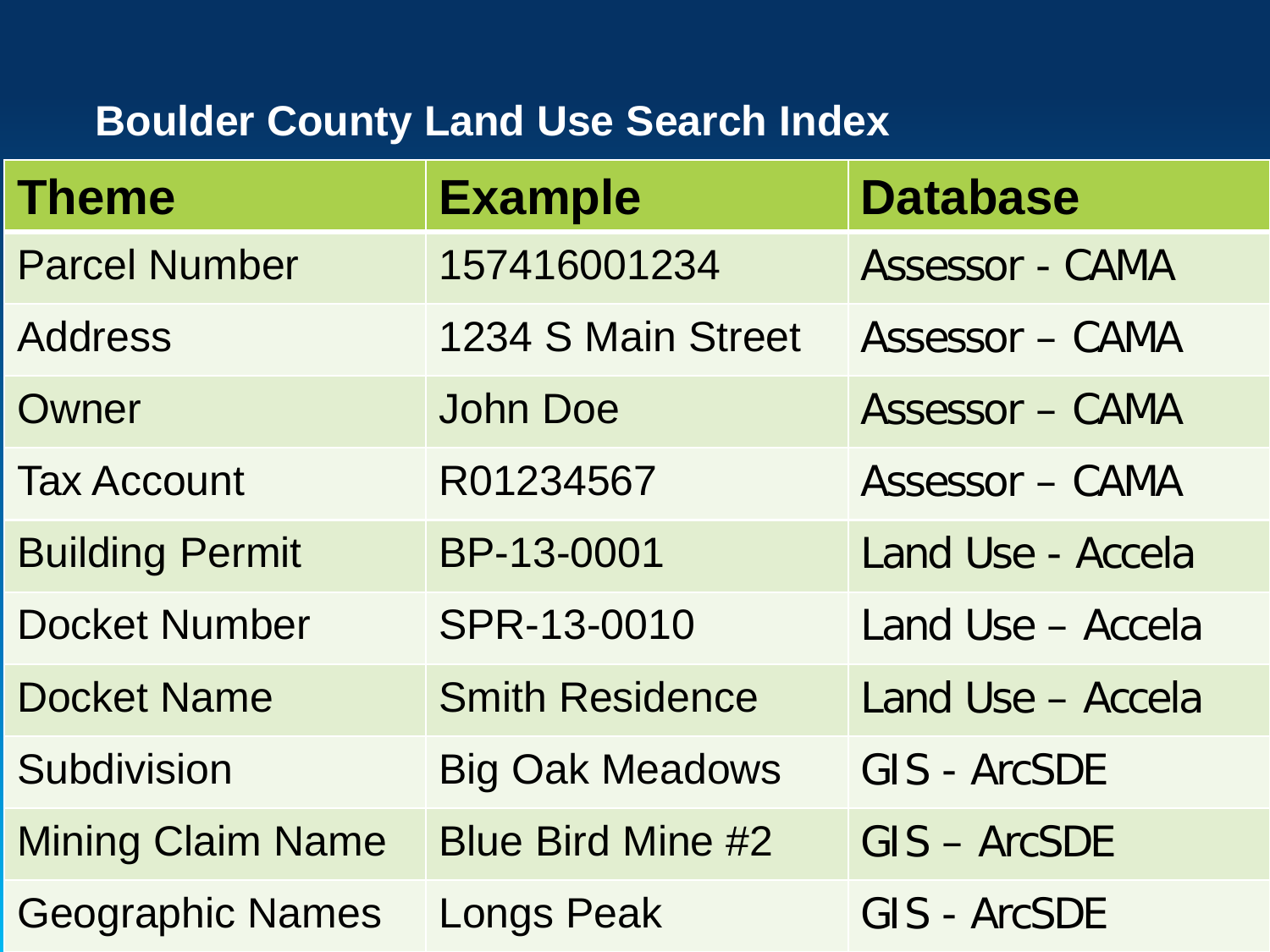## Boulder County Land Use Search Index

| Theme | Example | Database |
|---|---|---|
| Parcel Number | 157416001234 | Assessor - CAMA |
| Address | 1234 S Main Street | Assessor – CAMA |
| Owner | John Doe | Assessor – CAMA |
| Tax Account | R01234567 | Assessor – CAMA |
| Building Permit | BP-13-0001 | Land Use - Accela |
| Docket Number | SPR-13-0010 | Land Use – Accela |
| Docket Name | Smith Residence | Land Use – Accela |
| Subdivision | Big Oak Meadows | GIS - ArcSDE |
| Mining Claim Name | Blue Bird Mine #2 | GIS – ArcSDE |
| Geographic Names | Longs Peak | GIS - ArcSDE |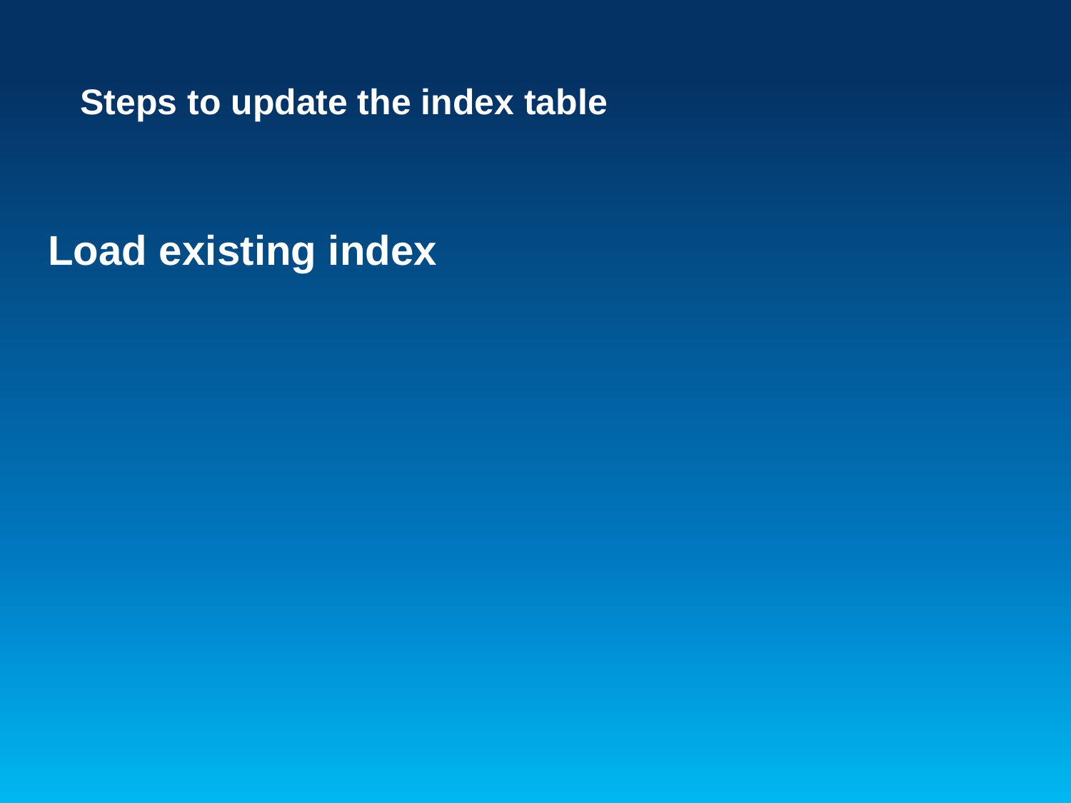## Steps to update the index table

# Load existing index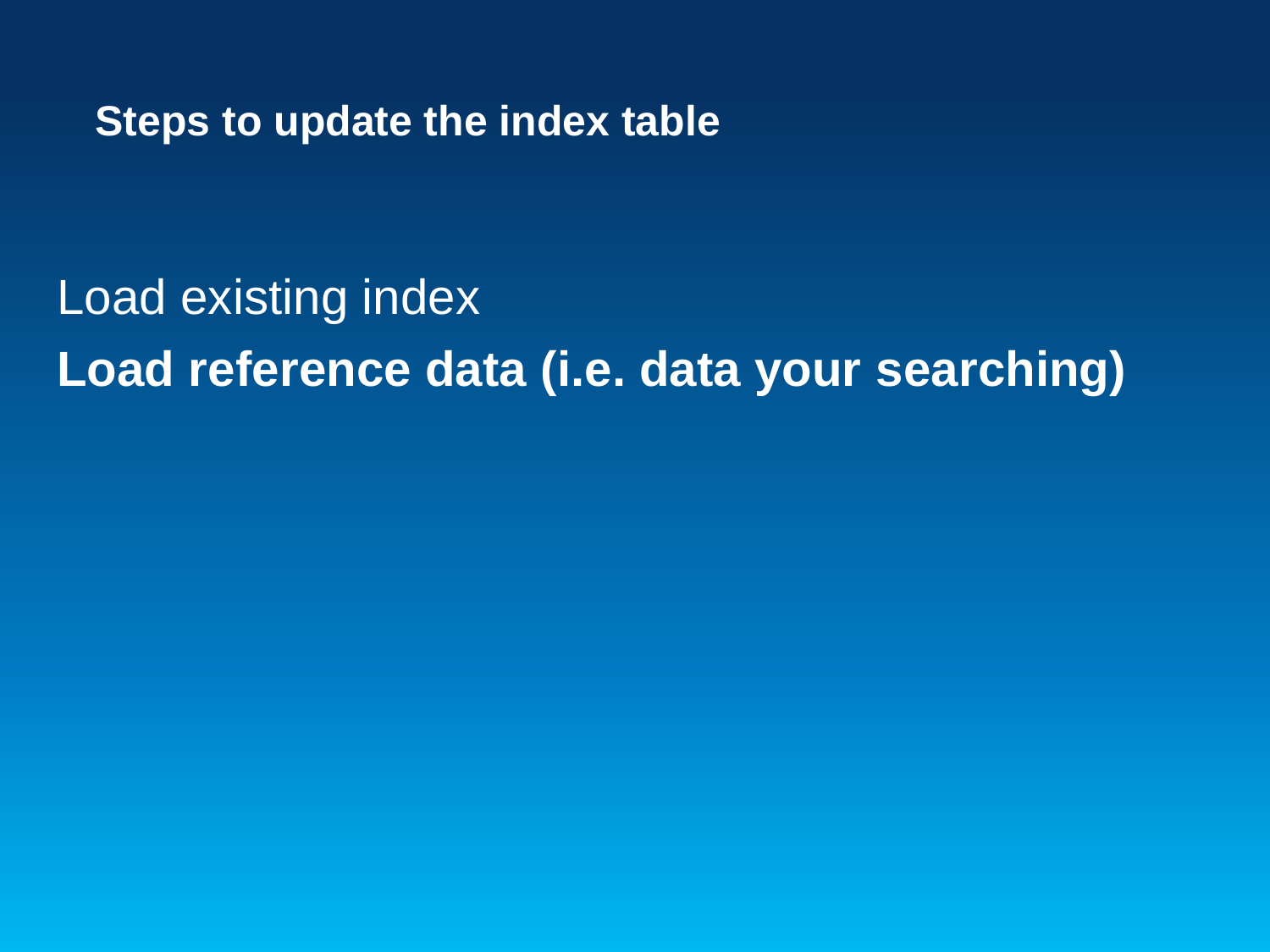## Steps to update the index table

Load existing index

**Load reference data (i.e. data your searching)**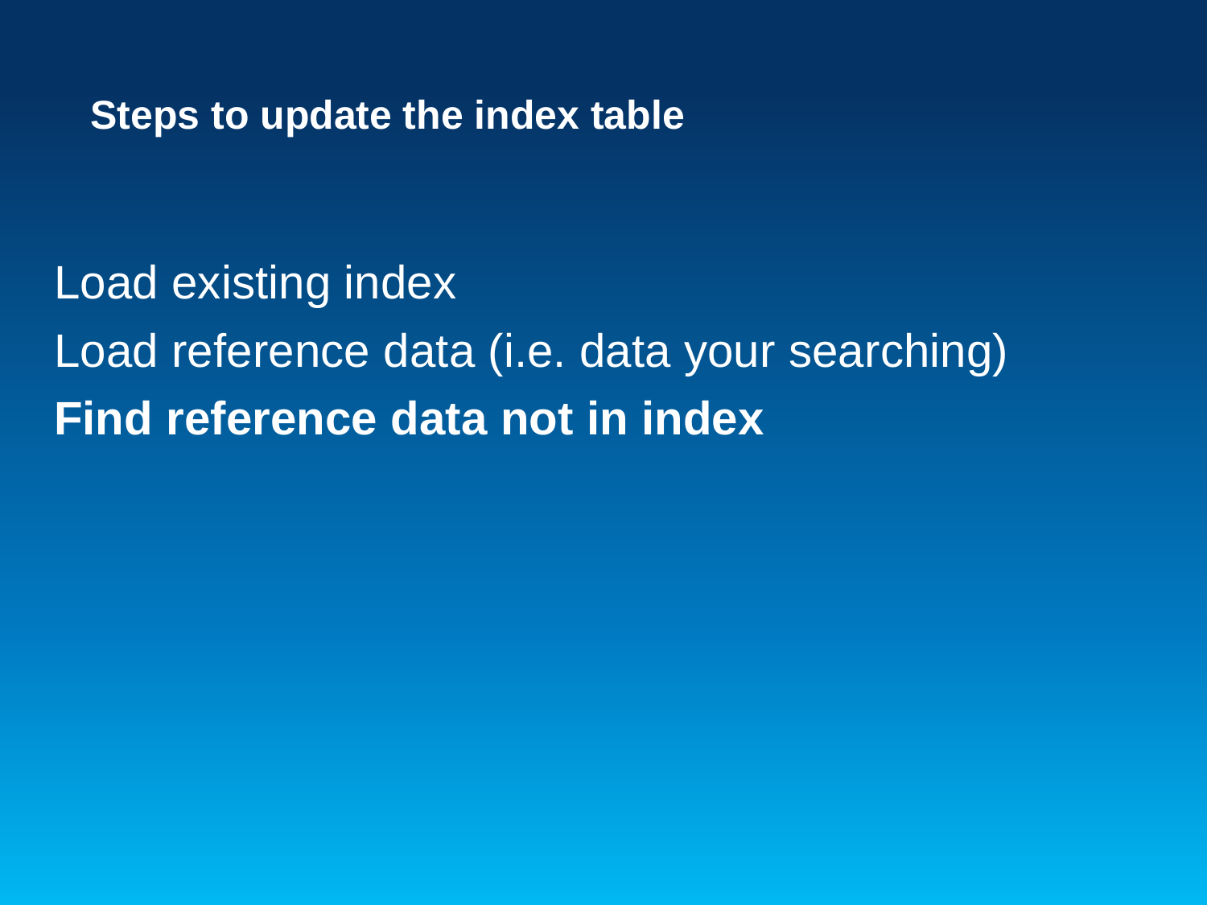## Steps to update the index table

Load existing index

Load reference data (i.e. data your searching)

**Find reference data not in index**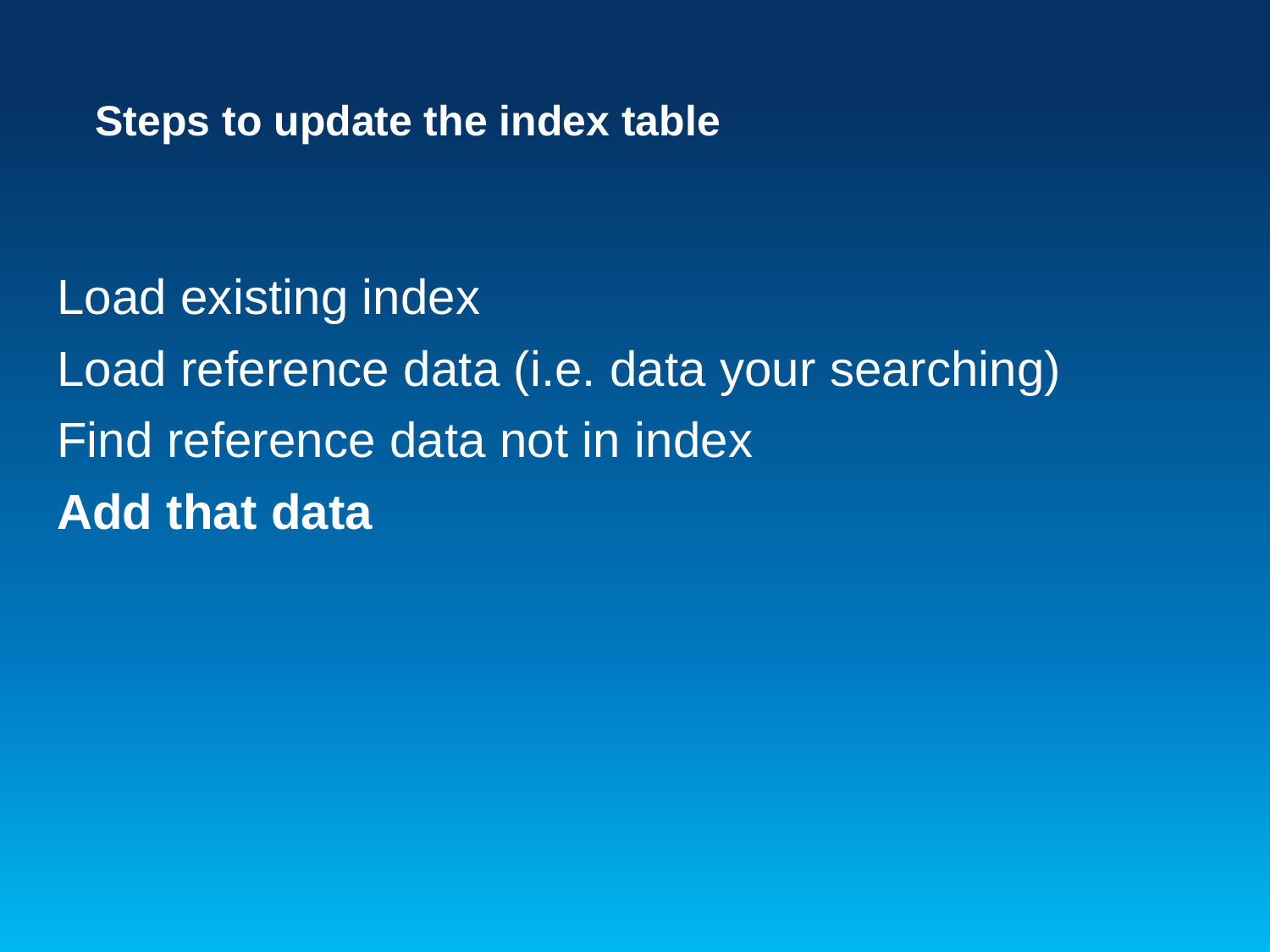## Steps to update the index table

Load existing index

Load reference data (i.e. data your searching)

Find reference data not in index

**Add that data**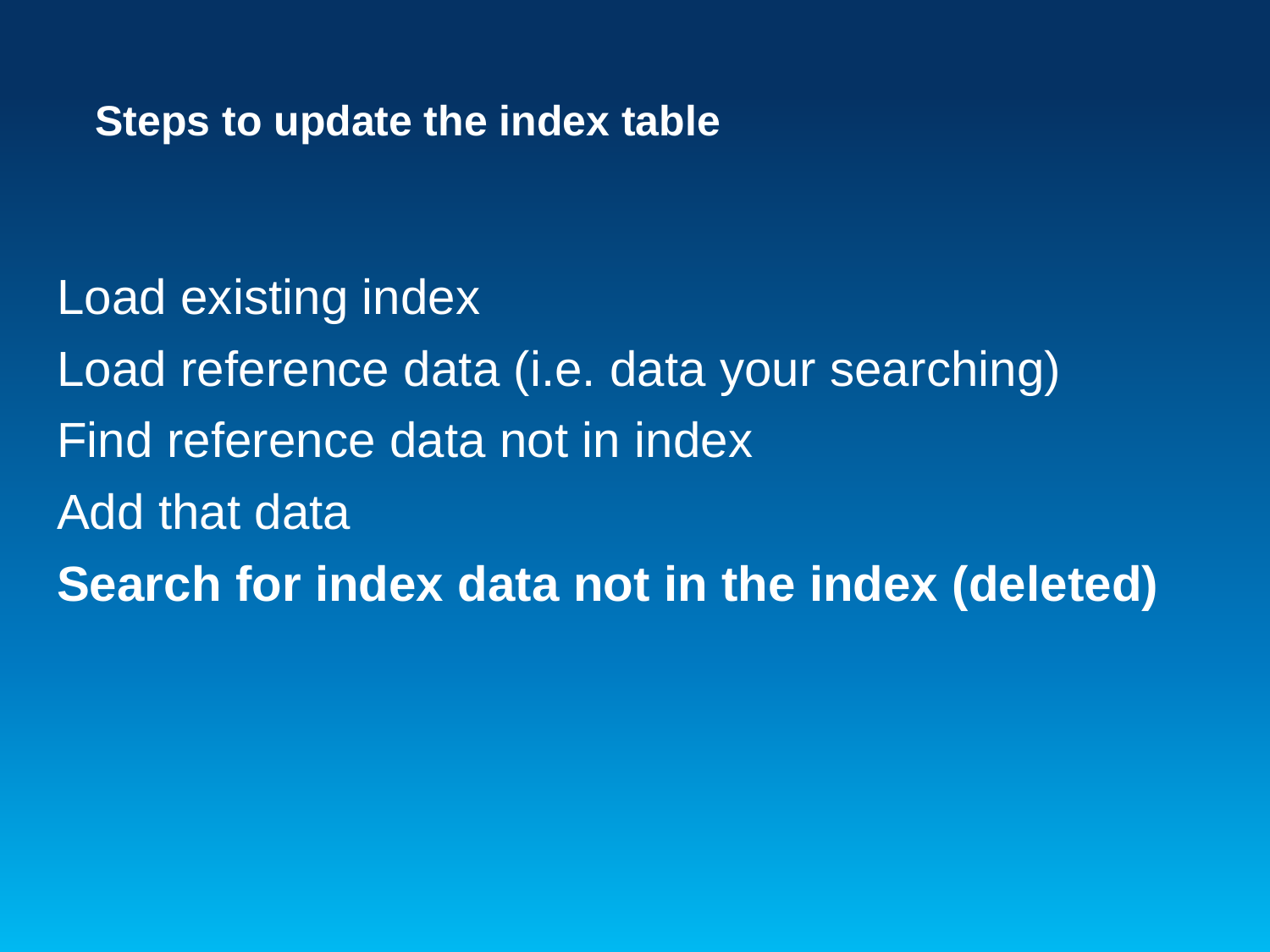## Steps to update the index table

Load existing index

Load reference data (i.e. data your searching)

Find reference data not in index

Add that data

**Search for index data not in the index (deleted)**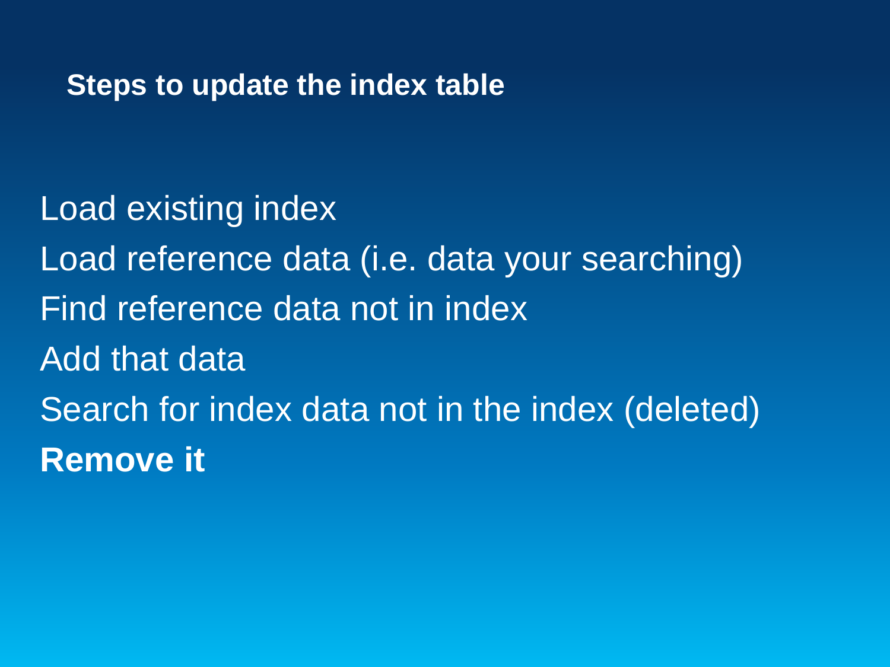## Steps to update the index table

Load existing index

Load reference data (i.e. data your searching)

Find reference data not in index

Add that data

Search for index data not in the index (deleted)

**Remove it**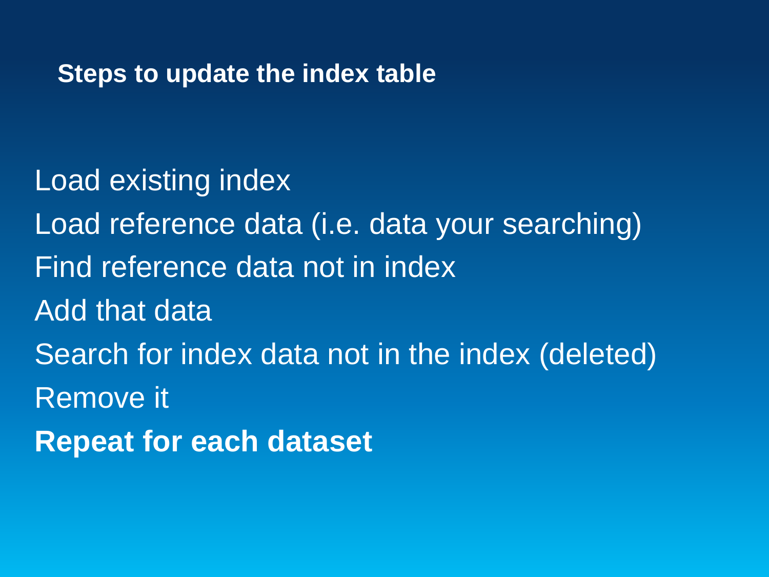## Steps to update the index table

Load existing index

Load reference data (i.e. data your searching)

Find reference data not in index

Add that data

Search for index data not in the index (deleted)

Remove it

**Repeat for each dataset**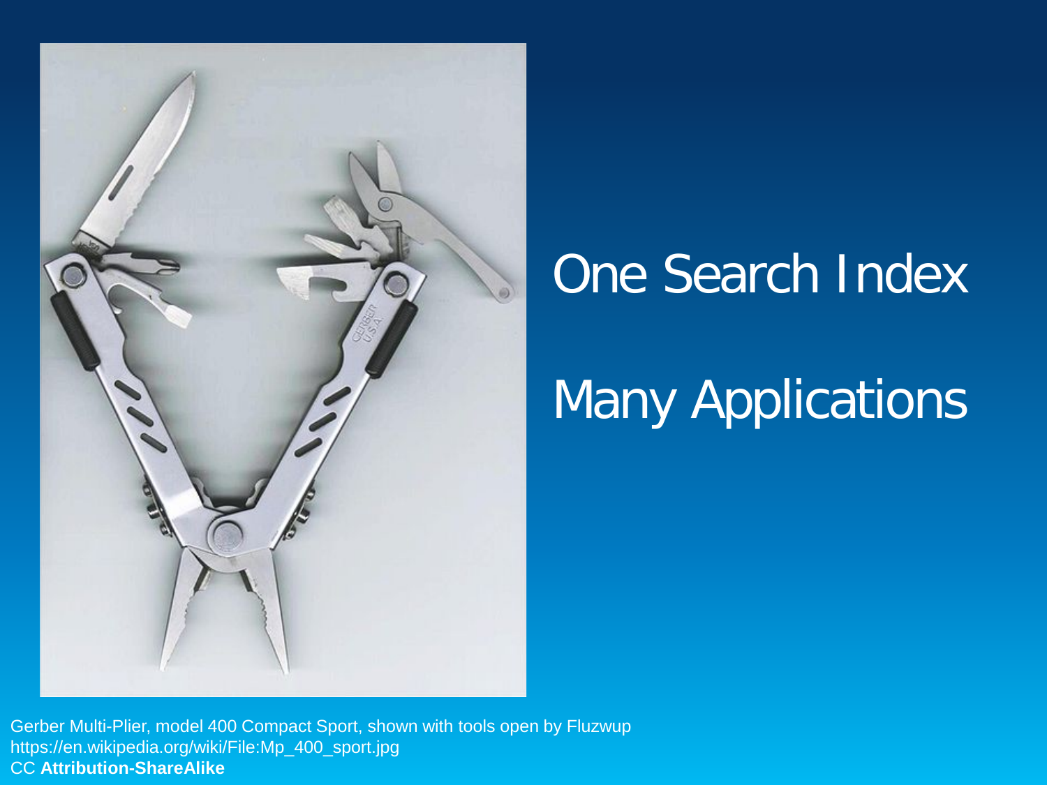# One Search Index

# Many Applications

Gerber Multi-Plier, model 400 Compact Sport, shown with tools open by Fluzwup
https://en.wikipedia.org/wiki/File:Mp_400_sport.jpg
CC **Attribution-ShareAlike**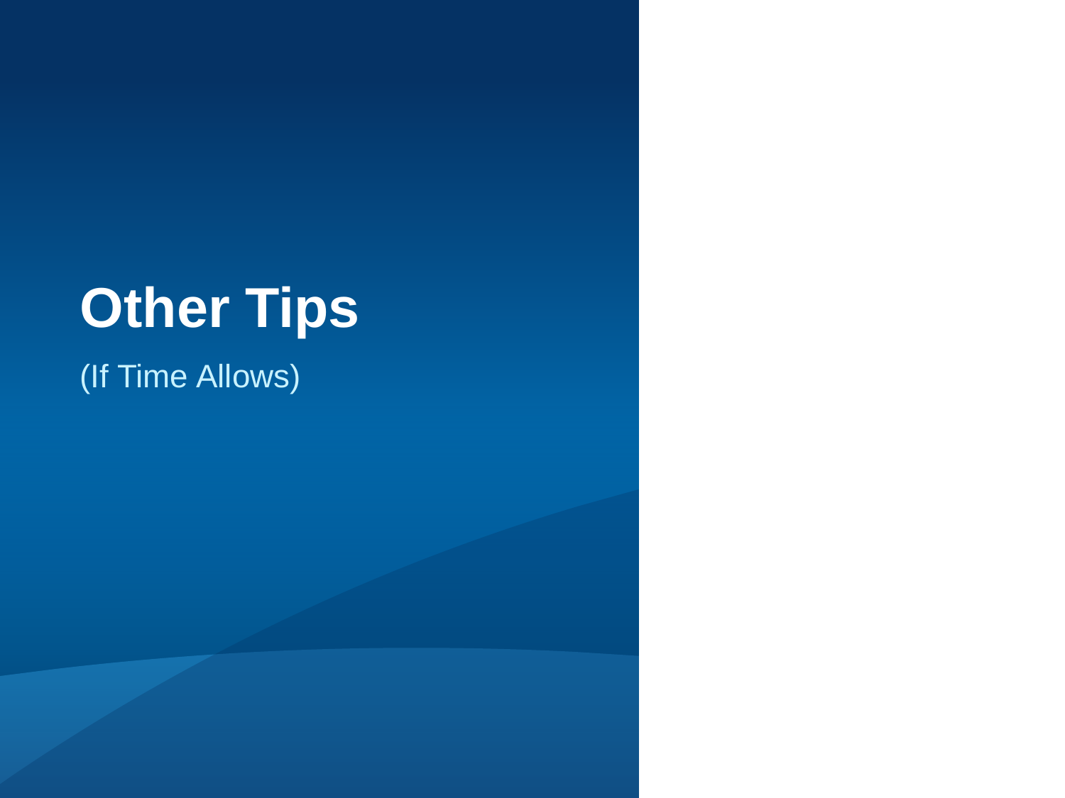# Other Tips

(If Time Allows)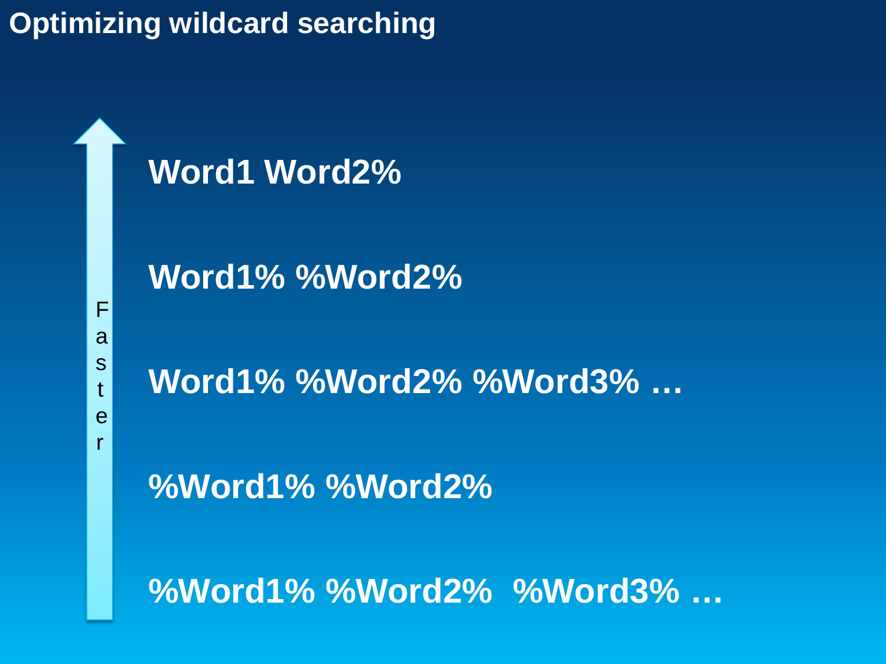# Optimizing wildcard searching

Faster ↑

- Word1 Word2%
- Word1% %Word2%
- Word1% %Word2% %Word3% …
- %Word1% %Word2%
- %Word1% %Word2% %Word3% …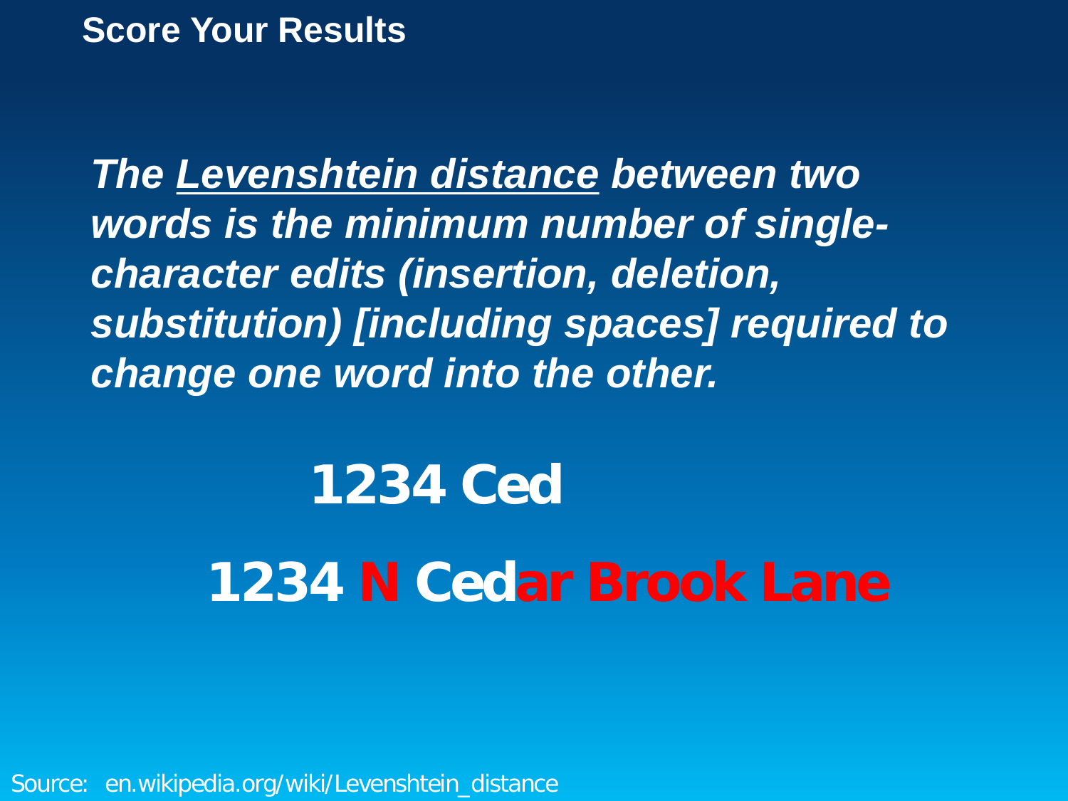## Score Your Results

***The Levenshtein distance between two words is the minimum number of single-character edits (insertion, deletion, substitution) [including spaces] required to change one word into the other.***

**1234 Ced**

**1234 N Cedar Brook Lane**

Source: en.wikipedia.org/wiki/Levenshtein_distance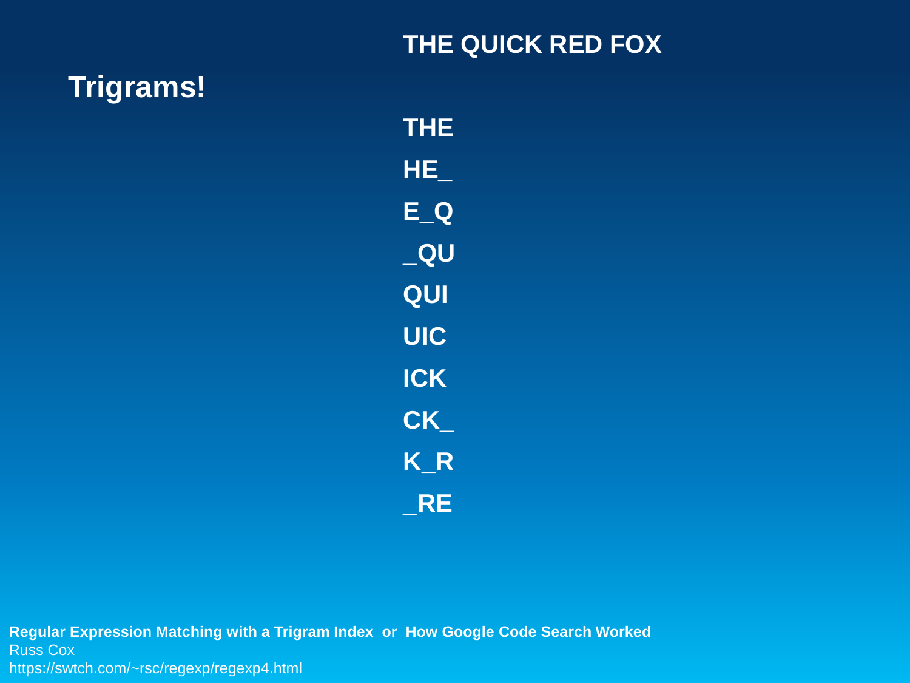# Trigrams!

**THE QUICK RED FOX**

**THE**

**HE_**

**E_Q**

**_QU**

**QUI**

**UIC**

**ICK**

**CK_**

**K_R**

**_RE**

**Regular Expression Matching with a Trigram Index or How Google Code Search Worked**
Russ Cox
https://swtch.com/~rsc/regexp/regexp4.html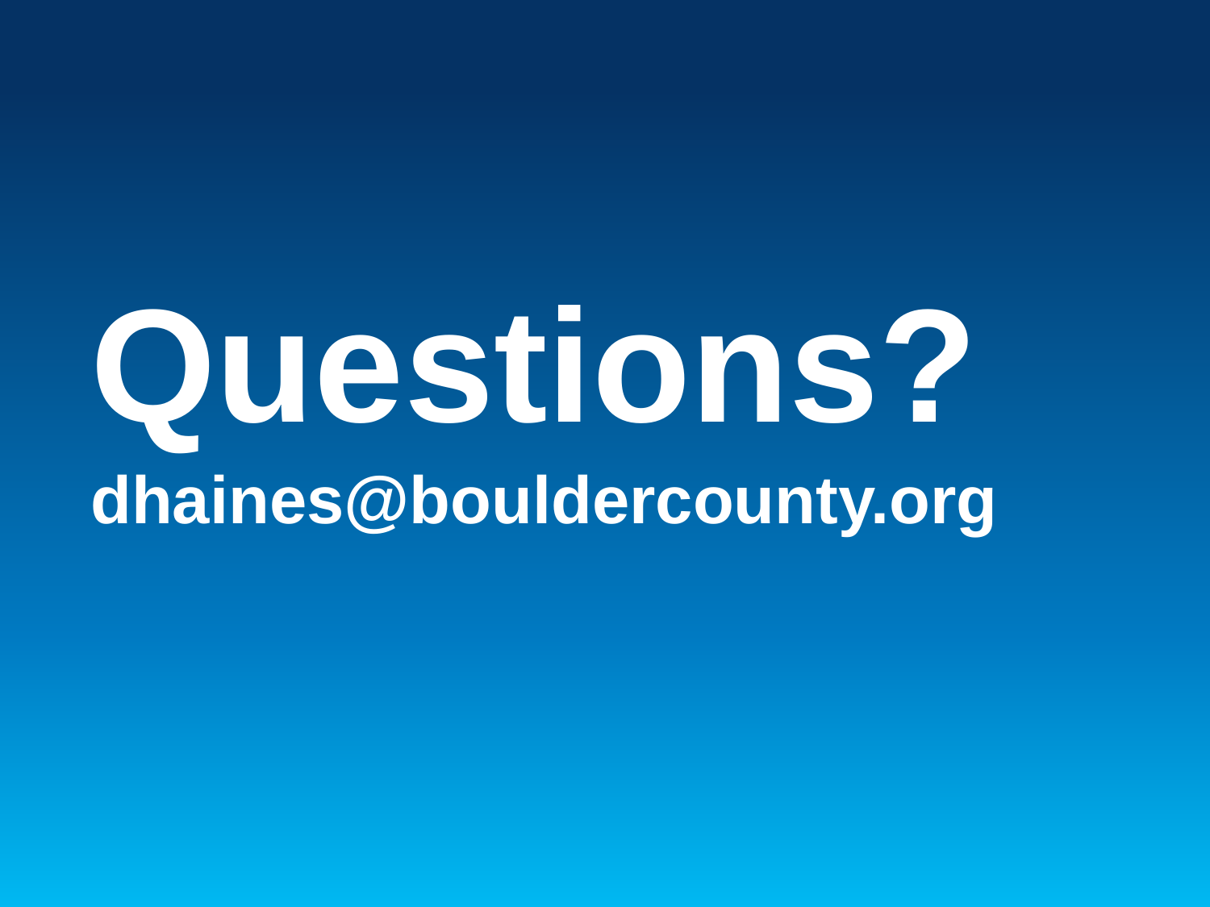# Questions?

**dhaines@bouldercounty.org**